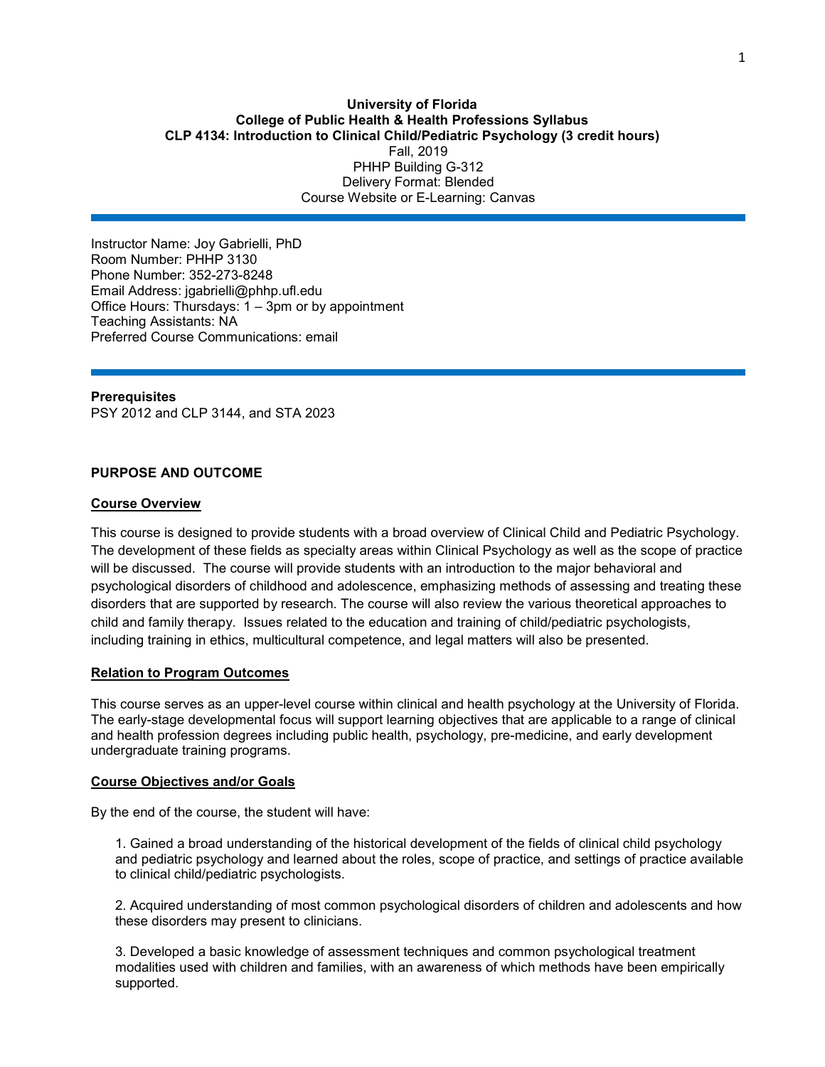**University of Florida**
**College of Public Health & Health Professions Syllabus**
**CLP 4134: Introduction to Clinical Child/Pediatric Psychology (3 credit hours)**
Fall, 2019
PHHP Building G-312
Delivery Format: Blended
Course Website or E-Learning: Canvas

---

Instructor Name: Joy Gabrielli, PhD
Room Number: PHHP 3130
Phone Number: 352-273-8248
Email Address: jgabrielli@phhp.ufl.edu
Office Hours: Thursdays: 1 – 3pm or by appointment
Teaching Assistants: NA
Preferred Course Communications: email

---

**Prerequisites**
PSY 2012 and CLP 3144, and STA 2023

## PURPOSE AND OUTCOME

### Course Overview

This course is designed to provide students with a broad overview of Clinical Child and Pediatric Psychology. The development of these fields as specialty areas within Clinical Psychology as well as the scope of practice will be discussed. The course will provide students with an introduction to the major behavioral and psychological disorders of childhood and adolescence, emphasizing methods of assessing and treating these disorders that are supported by research. The course will also review the various theoretical approaches to child and family therapy. Issues related to the education and training of child/pediatric psychologists, including training in ethics, multicultural competence, and legal matters will also be presented.

### Relation to Program Outcomes

This course serves as an upper-level course within clinical and health psychology at the University of Florida. The early-stage developmental focus will support learning objectives that are applicable to a range of clinical and health profession degrees including public health, psychology, pre-medicine, and early development undergraduate training programs.

### Course Objectives and/or Goals

By the end of the course, the student will have:

1. Gained a broad understanding of the historical development of the fields of clinical child psychology and pediatric psychology and learned about the roles, scope of practice, and settings of practice available to clinical child/pediatric psychologists.

2. Acquired understanding of most common psychological disorders of children and adolescents and how these disorders may present to clinicians.

3. Developed a basic knowledge of assessment techniques and common psychological treatment modalities used with children and families, with an awareness of which methods have been empirically supported.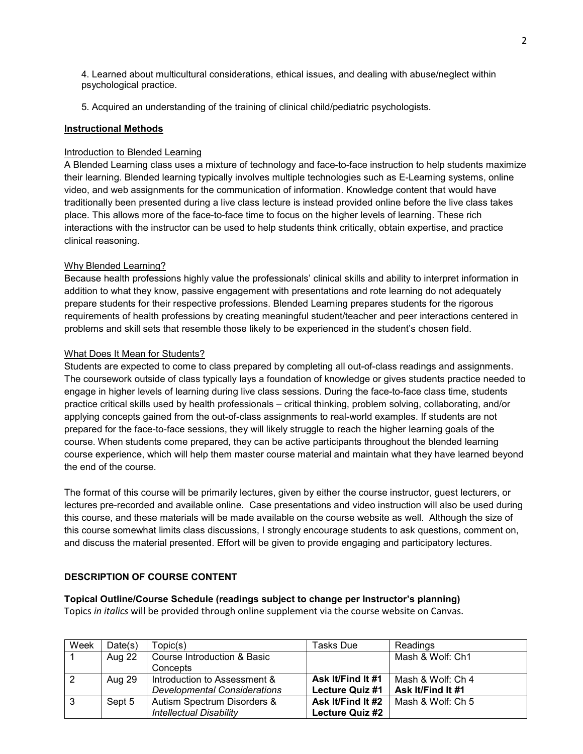4. Learned about multicultural considerations, ethical issues, and dealing with abuse/neglect within psychological practice.

5. Acquired an understanding of the training of clinical child/pediatric psychologists.

## Instructional Methods

### Introduction to Blended Learning

A Blended Learning class uses a mixture of technology and face-to-face instruction to help students maximize their learning. Blended learning typically involves multiple technologies such as E-Learning systems, online video, and web assignments for the communication of information. Knowledge content that would have traditionally been presented during a live class lecture is instead provided online before the live class takes place. This allows more of the face-to-face time to focus on the higher levels of learning. These rich interactions with the instructor can be used to help students think critically, obtain expertise, and practice clinical reasoning.

### Why Blended Learning?

Because health professions highly value the professionals' clinical skills and ability to interpret information in addition to what they know, passive engagement with presentations and rote learning do not adequately prepare students for their respective professions. Blended Learning prepares students for the rigorous requirements of health professions by creating meaningful student/teacher and peer interactions centered in problems and skill sets that resemble those likely to be experienced in the student's chosen field.

### What Does It Mean for Students?

Students are expected to come to class prepared by completing all out-of-class readings and assignments. The coursework outside of class typically lays a foundation of knowledge or gives students practice needed to engage in higher levels of learning during live class sessions. During the face-to-face class time, students practice critical skills used by health professionals – critical thinking, problem solving, collaborating, and/or applying concepts gained from the out-of-class assignments to real-world examples. If students are not prepared for the face-to-face sessions, they will likely struggle to reach the higher learning goals of the course. When students come prepared, they can be active participants throughout the blended learning course experience, which will help them master course material and maintain what they have learned beyond the end of the course.

The format of this course will be primarily lectures, given by either the course instructor, guest lecturers, or lectures pre-recorded and available online. Case presentations and video instruction will also be used during this course, and these materials will be made available on the course website as well. Although the size of this course somewhat limits class discussions, I strongly encourage students to ask questions, comment on, and discuss the material presented. Effort will be given to provide engaging and participatory lectures.

## DESCRIPTION OF COURSE CONTENT

**Topical Outline/Course Schedule (readings subject to change per Instructor's planning)**

Topics *in italics* will be provided through online supplement via the course website on Canvas.

| Week | Date(s) | Topic(s) | Tasks Due | Readings |
|---|---|---|---|---|
| 1 | Aug 22 | Course Introduction & Basic Concepts | | Mash & Wolf: Ch1 |
| 2 | Aug 29 | Introduction to Assessment & *Developmental Considerations* | **Ask It/Find It #1** **Lecture Quiz #1** | Mash & Wolf: Ch 4 **Ask It/Find It #1** |
| 3 | Sept 5 | Autism Spectrum Disorders & *Intellectual Disability* | **Ask It/Find It #2** **Lecture Quiz #2** | Mash & Wolf: Ch 5 |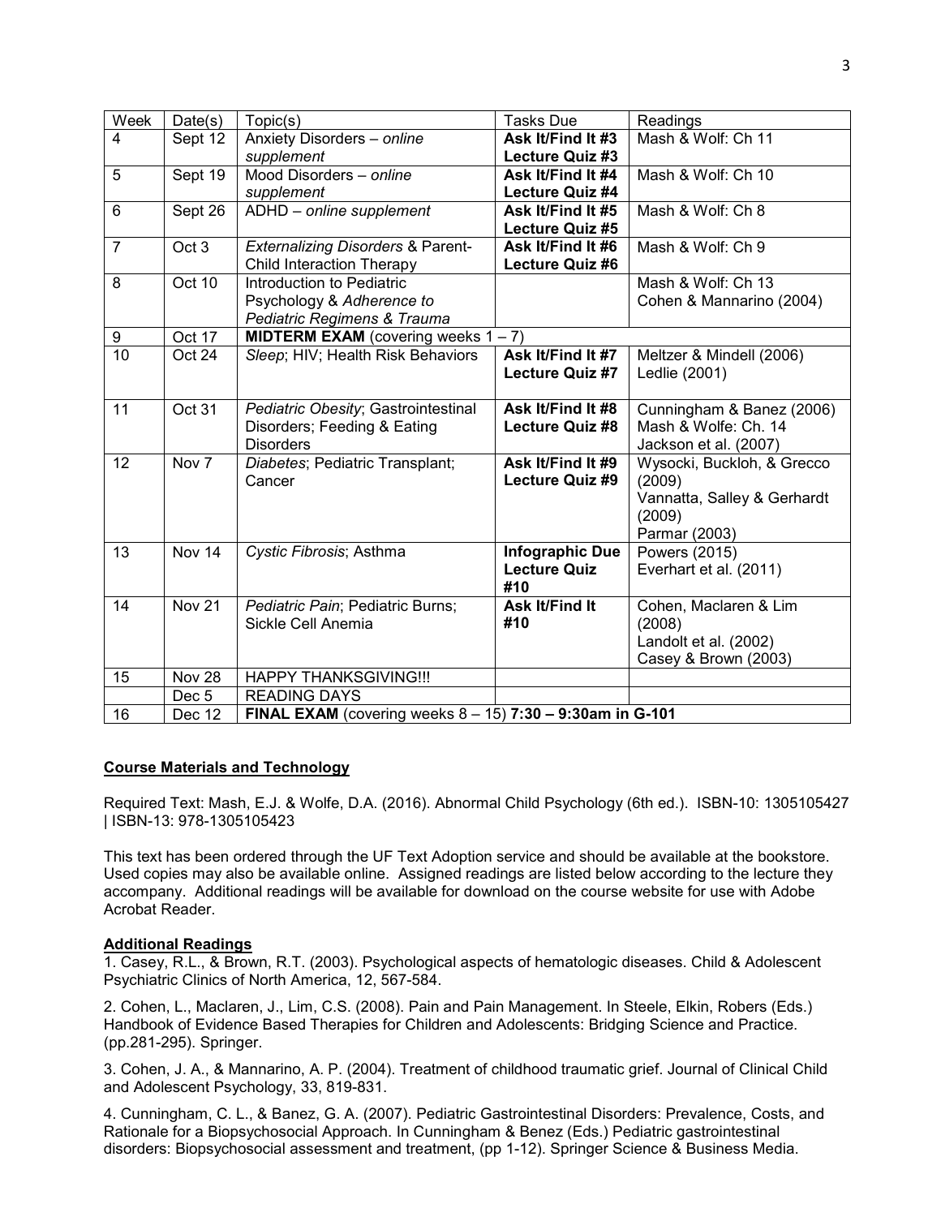| Week | Date(s) | Topic(s) | Tasks Due | Readings |
|---|---|---|---|---|
| 4 | Sept 12 | Anxiety Disorders – *online supplement* | **Ask It/Find It #3** **Lecture Quiz #3** | Mash & Wolf: Ch 11 |
| 5 | Sept 19 | Mood Disorders – *online supplement* | **Ask It/Find It #4** **Lecture Quiz #4** | Mash & Wolf: Ch 10 |
| 6 | Sept 26 | ADHD – *online supplement* | **Ask It/Find It #5** **Lecture Quiz #5** | Mash & Wolf: Ch 8 |
| 7 | Oct 3 | *Externalizing Disorders* & Parent-Child Interaction Therapy | **Ask It/Find It #6** **Lecture Quiz #6** | Mash & Wolf: Ch 9 |
| 8 | Oct 10 | Introduction to Pediatric Psychology & *Adherence to Pediatric Regimens & Trauma* | | Mash & Wolf: Ch 13 Cohen & Mannarino (2004) |
| 9 | Oct 17 | **MIDTERM EXAM** (covering weeks 1 – 7) | | |
| 10 | Oct 24 | *Sleep*; HIV; Health Risk Behaviors | **Ask It/Find It #7** **Lecture Quiz #7** | Meltzer & Mindell (2006) Ledlie (2001) |
| 11 | Oct 31 | *Pediatric Obesity*; Gastrointestinal Disorders; Feeding & Eating Disorders | **Ask It/Find It #8** **Lecture Quiz #8** | Cunningham & Banez (2006) Mash & Wolfe: Ch. 14 Jackson et al. (2007) |
| 12 | Nov 7 | *Diabetes*; Pediatric Transplant; Cancer | **Ask It/Find It #9** **Lecture Quiz #9** | Wysocki, Buckloh, & Grecco (2009) Vannatta, Salley & Gerhardt (2009) Parmar (2003) |
| 13 | Nov 14 | *Cystic Fibrosis*; Asthma | **Infographic Due** **Lecture Quiz #10** | Powers (2015) Everhart et al. (2011) |
| 14 | Nov 21 | *Pediatric Pain*; Pediatric Burns; Sickle Cell Anemia | **Ask It/Find It #10** | Cohen, Maclaren & Lim (2008) Landolt et al. (2002) Casey & Brown (2003) |
| 15 | Nov 28 | HAPPY THANKSGIVING!!! | | |
| | Dec 5 | READING DAYS | | |
| 16 | Dec 12 | **FINAL EXAM** (covering weeks 8 – 15) **7:30 – 9:30am in G-101** | | |

## Course Materials and Technology

Required Text: Mash, E.J. & Wolfe, D.A. (2016). Abnormal Child Psychology (6th ed.). ISBN-10: 1305105427 | ISBN-13: 978-1305105423

This text has been ordered through the UF Text Adoption service and should be available at the bookstore. Used copies may also be available online. Assigned readings are listed below according to the lecture they accompany. Additional readings will be available for download on the course website for use with Adobe Acrobat Reader.

## Additional Readings

1. Casey, R.L., & Brown, R.T. (2003). Psychological aspects of hematologic diseases. Child & Adolescent Psychiatric Clinics of North America, 12, 567-584.

2. Cohen, L., Maclaren, J., Lim, C.S. (2008). Pain and Pain Management. In Steele, Elkin, Robers (Eds.) Handbook of Evidence Based Therapies for Children and Adolescents: Bridging Science and Practice. (pp.281-295). Springer.

3. Cohen, J. A., & Mannarino, A. P. (2004). Treatment of childhood traumatic grief. Journal of Clinical Child and Adolescent Psychology, 33, 819-831.

4. Cunningham, C. L., & Banez, G. A. (2007). Pediatric Gastrointestinal Disorders: Prevalence, Costs, and Rationale for a Biopsychosocial Approach. In Cunningham & Benez (Eds.) Pediatric gastrointestinal disorders: Biopsychosocial assessment and treatment, (pp 1-12). Springer Science & Business Media.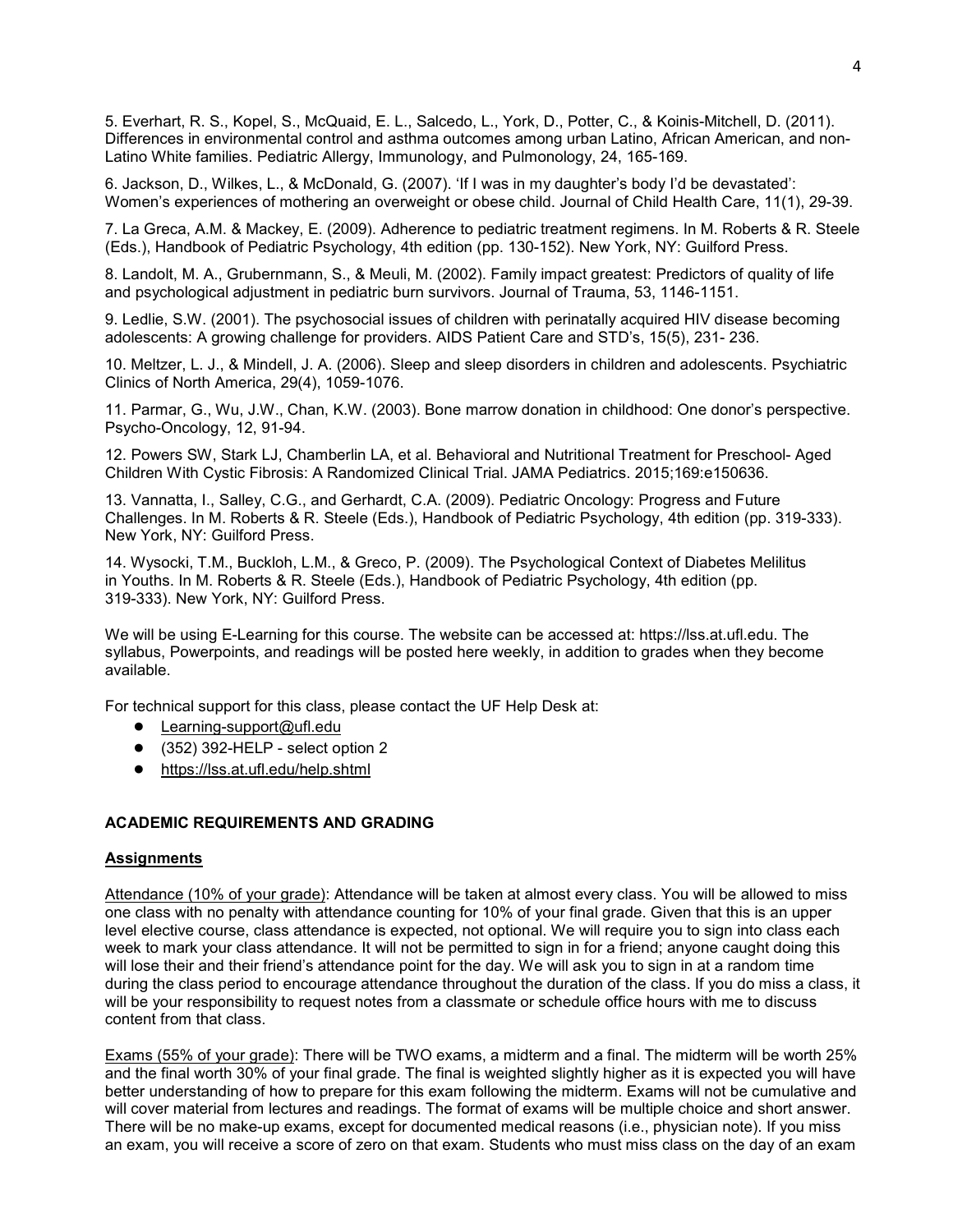5. Everhart, R. S., Kopel, S., McQuaid, E. L., Salcedo, L., York, D., Potter, C., & Koinis-Mitchell, D. (2011). Differences in environmental control and asthma outcomes among urban Latino, African American, and non-Latino White families. Pediatric Allergy, Immunology, and Pulmonology, 24, 165-169.

6. Jackson, D., Wilkes, L., & McDonald, G. (2007). 'If I was in my daughter's body I'd be devastated': Women's experiences of mothering an overweight or obese child. Journal of Child Health Care, 11(1), 29-39.

7. La Greca, A.M. & Mackey, E. (2009). Adherence to pediatric treatment regimens. In M. Roberts & R. Steele (Eds.), Handbook of Pediatric Psychology, 4th edition (pp. 130-152). New York, NY: Guilford Press.

8. Landolt, M. A., Grubernmann, S., & Meuli, M. (2002). Family impact greatest: Predictors of quality of life and psychological adjustment in pediatric burn survivors. Journal of Trauma, 53, 1146-1151.

9. Ledlie, S.W. (2001). The psychosocial issues of children with perinatally acquired HIV disease becoming adolescents: A growing challenge for providers. AIDS Patient Care and STD's, 15(5), 231- 236.

10. Meltzer, L. J., & Mindell, J. A. (2006). Sleep and sleep disorders in children and adolescents. Psychiatric Clinics of North America, 29(4), 1059-1076.

11. Parmar, G., Wu, J.W., Chan, K.W. (2003). Bone marrow donation in childhood: One donor's perspective. Psycho-Oncology, 12, 91-94.

12. Powers SW, Stark LJ, Chamberlin LA, et al. Behavioral and Nutritional Treatment for Preschool- Aged Children With Cystic Fibrosis: A Randomized Clinical Trial. JAMA Pediatrics. 2015;169:e150636.

13. Vannatta, I., Salley, C.G., and Gerhardt, C.A. (2009). Pediatric Oncology: Progress and Future Challenges. In M. Roberts & R. Steele (Eds.), Handbook of Pediatric Psychology, 4th edition (pp. 319-333). New York, NY: Guilford Press.

14. Wysocki, T.M., Buckloh, L.M., & Greco, P. (2009). The Psychological Context of Diabetes Melilitus in Youths. In M. Roberts & R. Steele (Eds.), Handbook of Pediatric Psychology, 4th edition (pp. 319-333). New York, NY: Guilford Press.

We will be using E-Learning for this course. The website can be accessed at: https://lss.at.ufl.edu. The syllabus, Powerpoints, and readings will be posted here weekly, in addition to grades when they become available.

For technical support for this class, please contact the UF Help Desk at:

- Learning-support@ufl.edu
- (352) 392-HELP - select option 2
- https://lss.at.ufl.edu/help.shtml

## ACADEMIC REQUIREMENTS AND GRADING

### Assignments

Attendance (10% of your grade): Attendance will be taken at almost every class. You will be allowed to miss one class with no penalty with attendance counting for 10% of your final grade. Given that this is an upper level elective course, class attendance is expected, not optional. We will require you to sign into class each week to mark your class attendance. It will not be permitted to sign in for a friend; anyone caught doing this will lose their and their friend's attendance point for the day. We will ask you to sign in at a random time during the class period to encourage attendance throughout the duration of the class. If you do miss a class, it will be your responsibility to request notes from a classmate or schedule office hours with me to discuss content from that class.

Exams (55% of your grade): There will be TWO exams, a midterm and a final. The midterm will be worth 25% and the final worth 30% of your final grade. The final is weighted slightly higher as it is expected you will have better understanding of how to prepare for this exam following the midterm. Exams will not be cumulative and will cover material from lectures and readings. The format of exams will be multiple choice and short answer. There will be no make-up exams, except for documented medical reasons (i.e., physician note). If you miss an exam, you will receive a score of zero on that exam. Students who must miss class on the day of an exam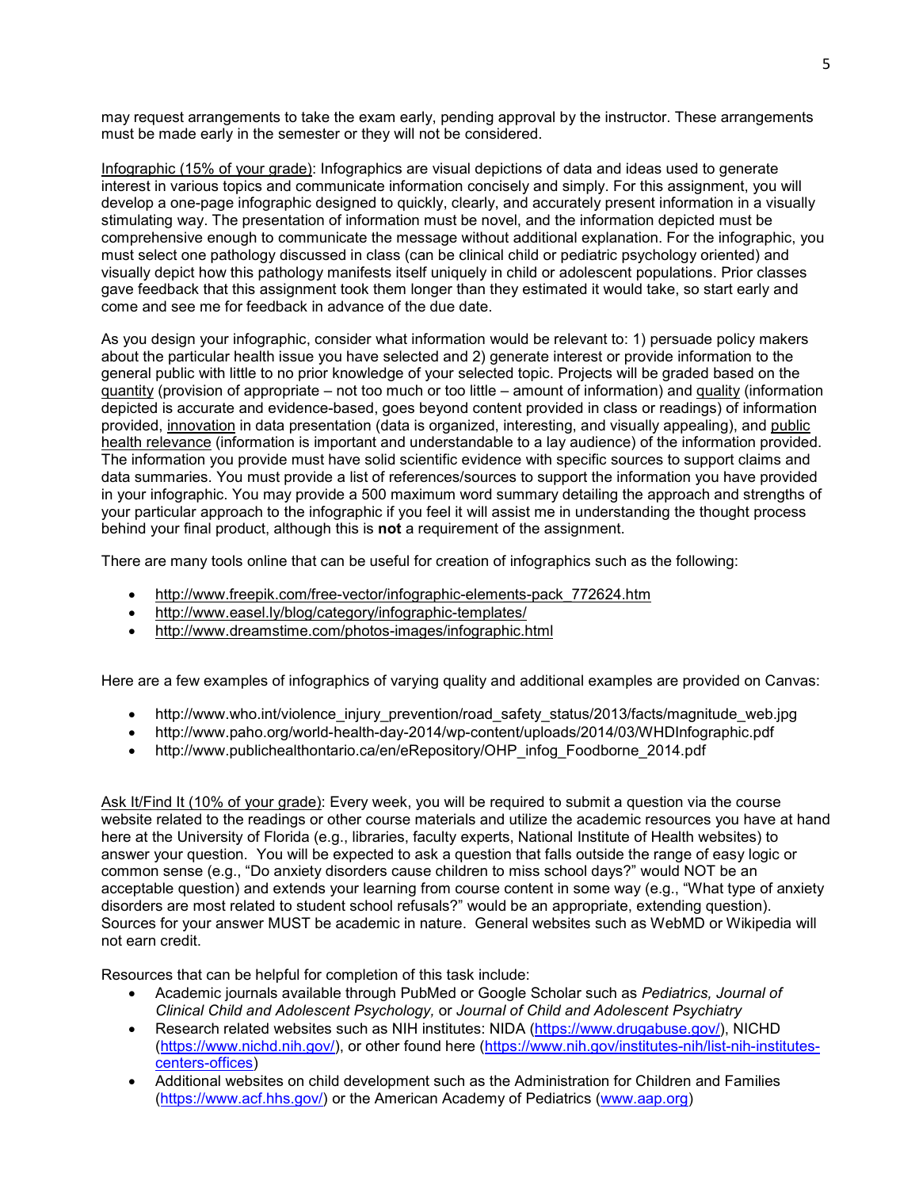may request arrangements to take the exam early, pending approval by the instructor. These arrangements must be made early in the semester or they will not be considered.

<u>Infographic (15% of your grade)</u>: Infographics are visual depictions of data and ideas used to generate interest in various topics and communicate information concisely and simply. For this assignment, you will develop a one-page infographic designed to quickly, clearly, and accurately present information in a visually stimulating way. The presentation of information must be novel, and the information depicted must be comprehensive enough to communicate the message without additional explanation. For the infographic, you must select one pathology discussed in class (can be clinical child or pediatric psychology oriented) and visually depict how this pathology manifests itself uniquely in child or adolescent populations. Prior classes gave feedback that this assignment took them longer than they estimated it would take, so start early and come and see me for feedback in advance of the due date.

As you design your infographic, consider what information would be relevant to: 1) persuade policy makers about the particular health issue you have selected and 2) generate interest or provide information to the general public with little to no prior knowledge of your selected topic. Projects will be graded based on the <u>quantity</u> (provision of appropriate – not too much or too little – amount of information) and <u>quality</u> (information depicted is accurate and evidence-based, goes beyond content provided in class or readings) of information provided, <u>innovation</u> in data presentation (data is organized, interesting, and visually appealing), and <u>public health relevance</u> (information is important and understandable to a lay audience) of the information provided. The information you provide must have solid scientific evidence with specific sources to support claims and data summaries. You must provide a list of references/sources to support the information you have provided in your infographic. You may provide a 500 maximum word summary detailing the approach and strengths of your particular approach to the infographic if you feel it will assist me in understanding the thought process behind your final product, although this is **not** a requirement of the assignment.

There are many tools online that can be useful for creation of infographics such as the following:

- http://www.freepik.com/free-vector/infographic-elements-pack_772624.htm
- http://www.easel.ly/blog/category/infographic-templates/
- http://www.dreamstime.com/photos-images/infographic.html

Here are a few examples of infographics of varying quality and additional examples are provided on Canvas:

- http://www.who.int/violence_injury_prevention/road_safety_status/2013/facts/magnitude_web.jpg
- http://www.paho.org/world-health-day-2014/wp-content/uploads/2014/03/WHDInfographic.pdf
- http://www.publichealthontario.ca/en/eRepository/OHP_infog_Foodborne_2014.pdf

<u>Ask It/Find It (10% of your grade)</u>: Every week, you will be required to submit a question via the course website related to the readings or other course materials and utilize the academic resources you have at hand here at the University of Florida (e.g., libraries, faculty experts, National Institute of Health websites) to answer your question. You will be expected to ask a question that falls outside the range of easy logic or common sense (e.g., "Do anxiety disorders cause children to miss school days?" would NOT be an acceptable question) and extends your learning from course content in some way (e.g., "What type of anxiety disorders are most related to student school refusals?" would be an appropriate, extending question). Sources for your answer MUST be academic in nature. General websites such as WebMD or Wikipedia will not earn credit.

Resources that can be helpful for completion of this task include:

- Academic journals available through PubMed or Google Scholar such as *Pediatrics, Journal of Clinical Child and Adolescent Psychology,* or *Journal of Child and Adolescent Psychiatry*
- Research related websites such as NIH institutes: NIDA (https://www.drugabuse.gov/), NICHD (https://www.nichd.nih.gov/), or other found here (https://www.nih.gov/institutes-nih/list-nih-institutes-centers-offices)
- Additional websites on child development such as the Administration for Children and Families (https://www.acf.hhs.gov/) or the American Academy of Pediatrics (www.aap.org)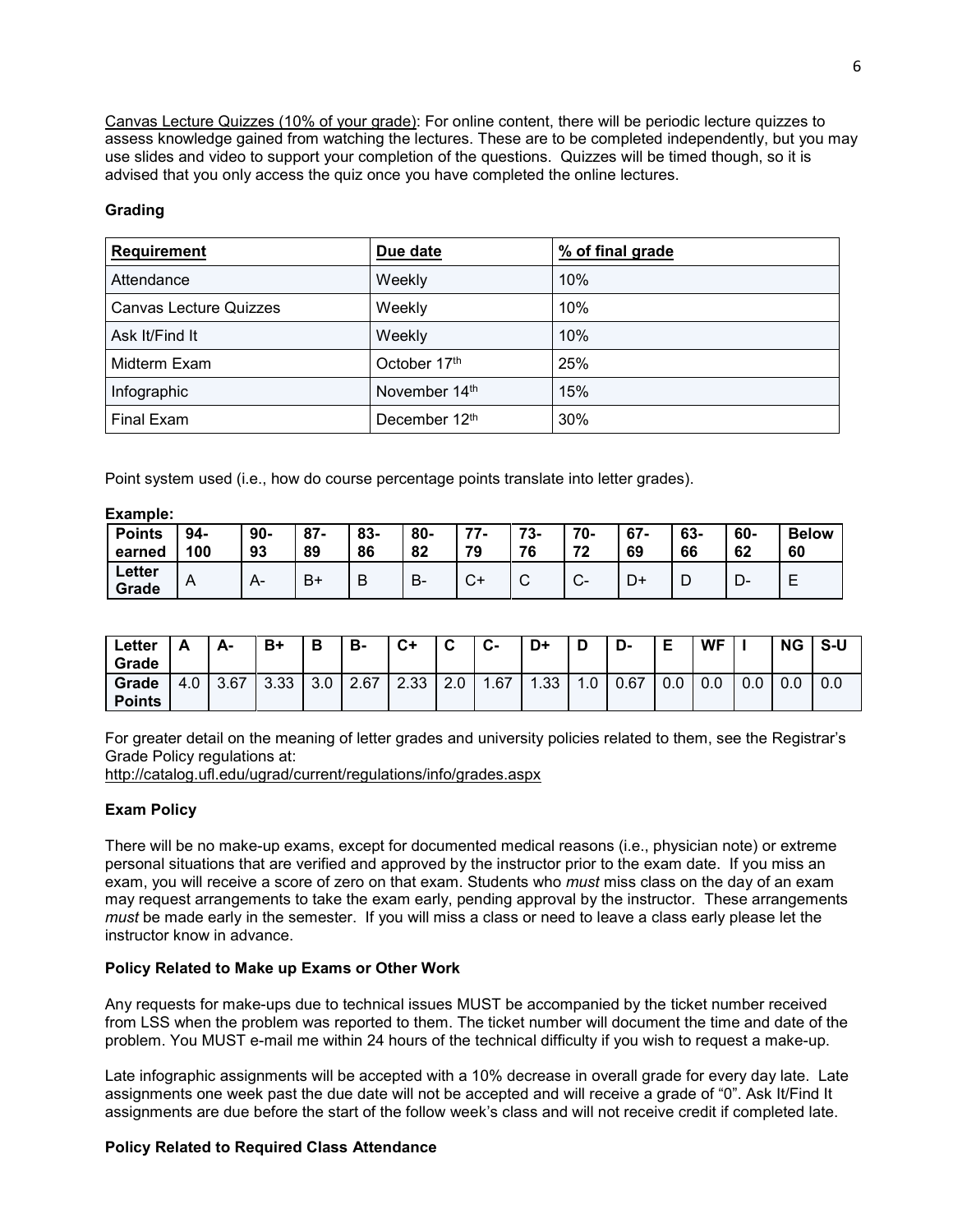Canvas Lecture Quizzes (10% of your grade): For online content, there will be periodic lecture quizzes to assess knowledge gained from watching the lectures. These are to be completed independently, but you may use slides and video to support your completion of the questions. Quizzes will be timed though, so it is advised that you only access the quiz once you have completed the online lectures.

**Grading**

| Requirement | Due date | % of final grade |
|---|---|---|
| Attendance | Weekly | 10% |
| Canvas Lecture Quizzes | Weekly | 10% |
| Ask It/Find It | Weekly | 10% |
| Midterm Exam | October 17th | 25% |
| Infographic | November 14th | 15% |
| Final Exam | December 12th | 30% |

Point system used (i.e., how do course percentage points translate into letter grades).

**Example:**

| Points earned | 94-100 | 90-93 | 87-89 | 83-86 | 80-82 | 77-79 | 73-76 | 70-72 | 67-69 | 63-66 | 60-62 | Below 60 |
|---|---|---|---|---|---|---|---|---|---|---|---|---|
| Letter Grade | A | A- | B+ | B | B- | C+ | C | C- | D+ | D | D- | E |

| Letter Grade | A | A- | B+ | B | B- | C+ | C | C- | D+ | D | D- | E | WF | I | NG | S-U |
|---|---|---|---|---|---|---|---|---|---|---|---|---|---|---|---|---|
| Grade Points | 4.0 | 3.67 | 3.33 | 3.0 | 2.67 | 2.33 | 2.0 | 1.67 | 1.33 | 1.0 | 0.67 | 0.0 | 0.0 | 0.0 | 0.0 | 0.0 |

For greater detail on the meaning of letter grades and university policies related to them, see the Registrar's Grade Policy regulations at:
http://catalog.ufl.edu/ugrad/current/regulations/info/grades.aspx

**Exam Policy**

There will be no make-up exams, except for documented medical reasons (i.e., physician note) or extreme personal situations that are verified and approved by the instructor prior to the exam date. If you miss an exam, you will receive a score of zero on that exam. Students who *must* miss class on the day of an exam may request arrangements to take the exam early, pending approval by the instructor. These arrangements *must* be made early in the semester. If you will miss a class or need to leave a class early please let the instructor know in advance.

**Policy Related to Make up Exams or Other Work**

Any requests for make-ups due to technical issues MUST be accompanied by the ticket number received from LSS when the problem was reported to them. The ticket number will document the time and date of the problem. You MUST e-mail me within 24 hours of the technical difficulty if you wish to request a make-up.

Late infographic assignments will be accepted with a 10% decrease in overall grade for every day late. Late assignments one week past the due date will not be accepted and will receive a grade of "0". Ask It/Find It assignments are due before the start of the follow week's class and will not receive credit if completed late.

**Policy Related to Required Class Attendance**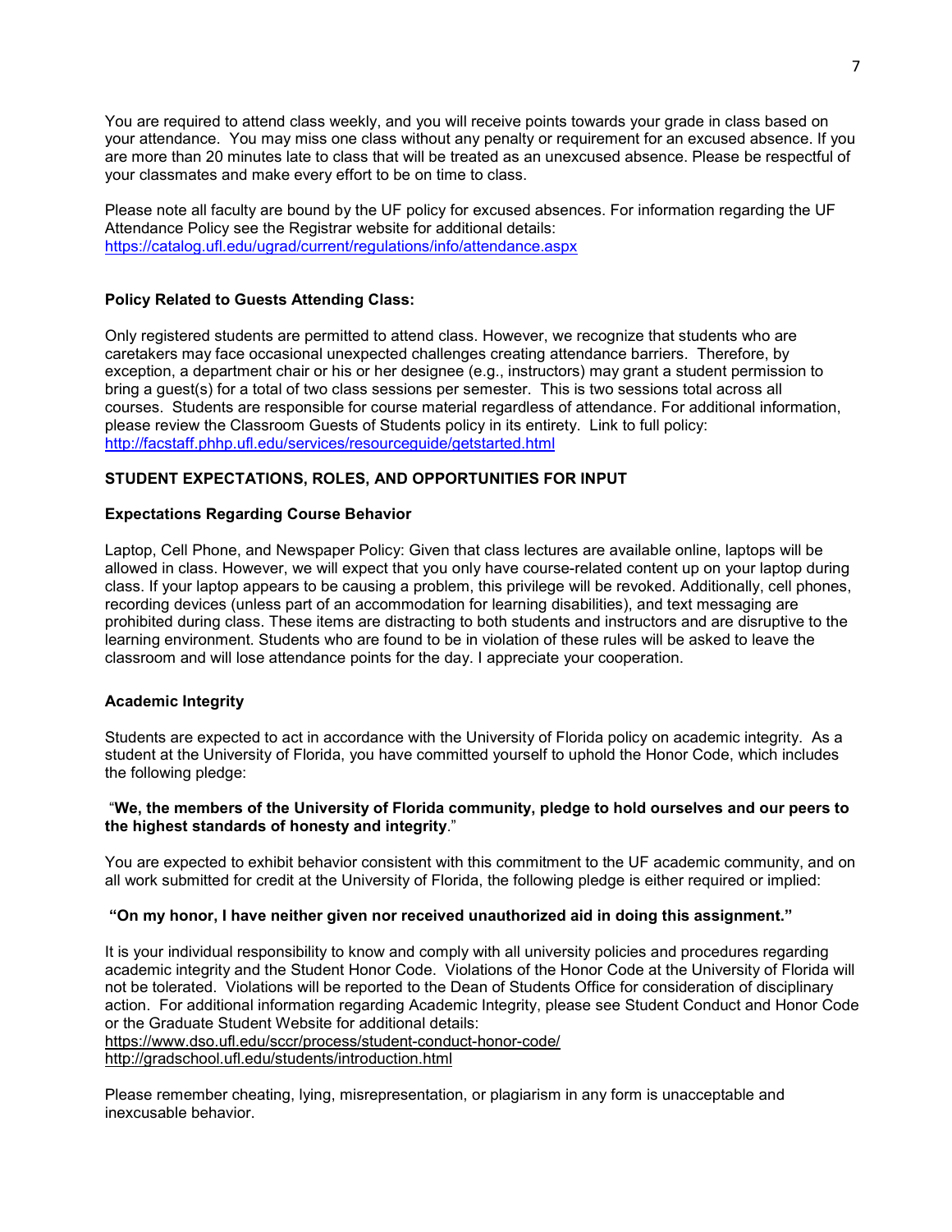You are required to attend class weekly, and you will receive points towards your grade in class based on your attendance. You may miss one class without any penalty or requirement for an excused absence. If you are more than 20 minutes late to class that will be treated as an unexcused absence. Please be respectful of your classmates and make every effort to be on time to class.

Please note all faculty are bound by the UF policy for excused absences. For information regarding the UF Attendance Policy see the Registrar website for additional details:
https://catalog.ufl.edu/ugrad/current/regulations/info/attendance.aspx

**Policy Related to Guests Attending Class:**

Only registered students are permitted to attend class. However, we recognize that students who are caretakers may face occasional unexpected challenges creating attendance barriers. Therefore, by exception, a department chair or his or her designee (e.g., instructors) may grant a student permission to bring a guest(s) for a total of two class sessions per semester. This is two sessions total across all courses. Students are responsible for course material regardless of attendance. For additional information, please review the Classroom Guests of Students policy in its entirety. Link to full policy:
http://facstaff.phhp.ufl.edu/services/resourceguide/getstarted.html

## STUDENT EXPECTATIONS, ROLES, AND OPPORTUNITIES FOR INPUT

### Expectations Regarding Course Behavior

Laptop, Cell Phone, and Newspaper Policy: Given that class lectures are available online, laptops will be allowed in class. However, we will expect that you only have course-related content up on your laptop during class. If your laptop appears to be causing a problem, this privilege will be revoked. Additionally, cell phones, recording devices (unless part of an accommodation for learning disabilities), and text messaging are prohibited during class. These items are distracting to both students and instructors and are disruptive to the learning environment. Students who are found to be in violation of these rules will be asked to leave the classroom and will lose attendance points for the day. I appreciate your cooperation.

### Academic Integrity

Students are expected to act in accordance with the University of Florida policy on academic integrity. As a student at the University of Florida, you have committed yourself to uphold the Honor Code, which includes the following pledge:

"**We, the members of the University of Florida community, pledge to hold ourselves and our peers to the highest standards of honesty and integrity**."

You are expected to exhibit behavior consistent with this commitment to the UF academic community, and on all work submitted for credit at the University of Florida, the following pledge is either required or implied:

**"On my honor, I have neither given nor received unauthorized aid in doing this assignment."**

It is your individual responsibility to know and comply with all university policies and procedures regarding academic integrity and the Student Honor Code. Violations of the Honor Code at the University of Florida will not be tolerated. Violations will be reported to the Dean of Students Office for consideration of disciplinary action. For additional information regarding Academic Integrity, please see Student Conduct and Honor Code or the Graduate Student Website for additional details:
https://www.dso.ufl.edu/sccr/process/student-conduct-honor-code/
http://gradschool.ufl.edu/students/introduction.html

Please remember cheating, lying, misrepresentation, or plagiarism in any form is unacceptable and inexcusable behavior.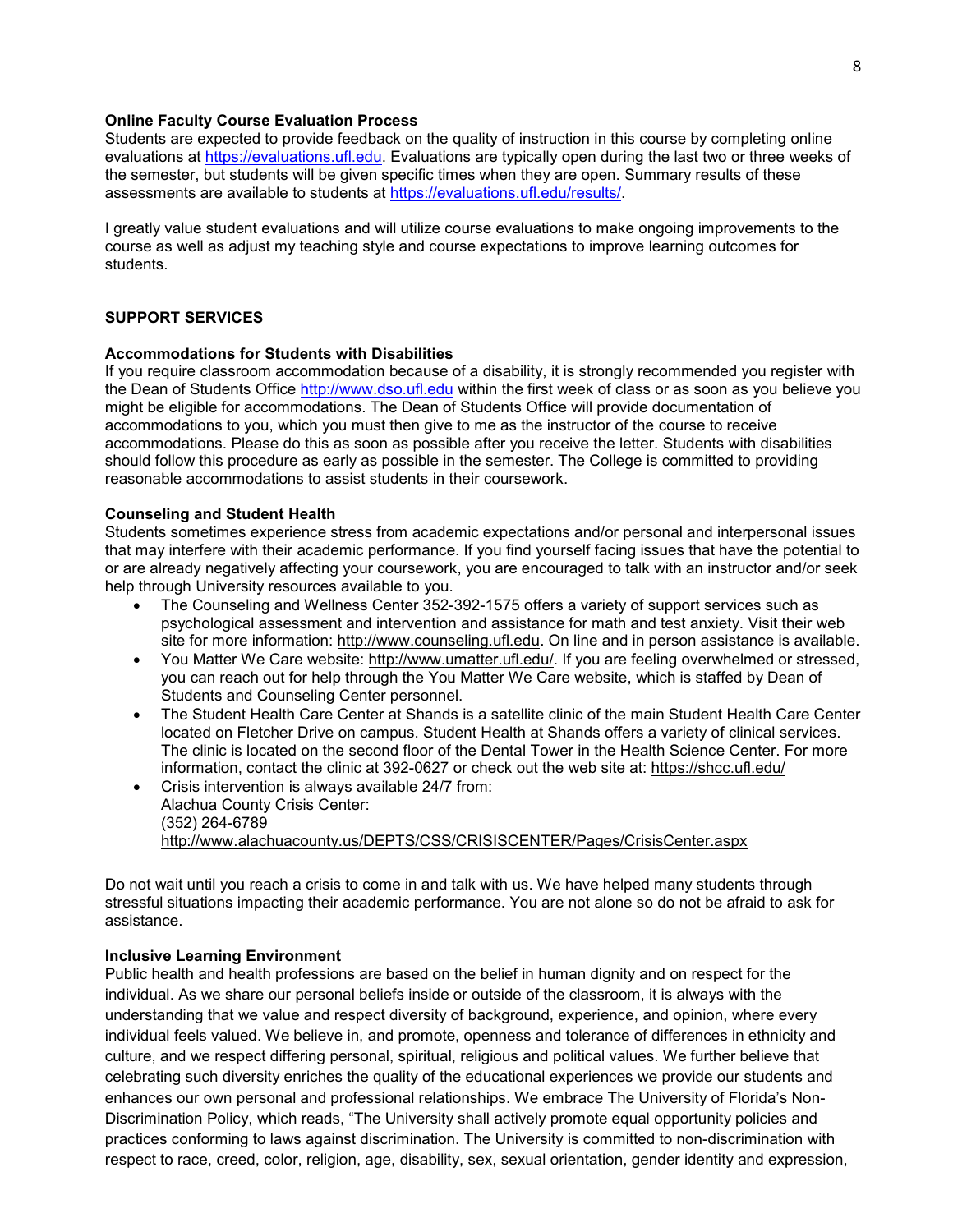**Online Faculty Course Evaluation Process**

Students are expected to provide feedback on the quality of instruction in this course by completing online evaluations at https://evaluations.ufl.edu. Evaluations are typically open during the last two or three weeks of the semester, but students will be given specific times when they are open. Summary results of these assessments are available to students at https://evaluations.ufl.edu/results/.

I greatly value student evaluations and will utilize course evaluations to make ongoing improvements to the course as well as adjust my teaching style and course expectations to improve learning outcomes for students.

## SUPPORT SERVICES

**Accommodations for Students with Disabilities**

If you require classroom accommodation because of a disability, it is strongly recommended you register with the Dean of Students Office http://www.dso.ufl.edu within the first week of class or as soon as you believe you might be eligible for accommodations. The Dean of Students Office will provide documentation of accommodations to you, which you must then give to me as the instructor of the course to receive accommodations. Please do this as soon as possible after you receive the letter. Students with disabilities should follow this procedure as early as possible in the semester. The College is committed to providing reasonable accommodations to assist students in their coursework.

**Counseling and Student Health**

Students sometimes experience stress from academic expectations and/or personal and interpersonal issues that may interfere with their academic performance. If you find yourself facing issues that have the potential to or are already negatively affecting your coursework, you are encouraged to talk with an instructor and/or seek help through University resources available to you.

- The Counseling and Wellness Center 352-392-1575 offers a variety of support services such as psychological assessment and intervention and assistance for math and test anxiety. Visit their web site for more information: http://www.counseling.ufl.edu. On line and in person assistance is available.
- You Matter We Care website: http://www.umatter.ufl.edu/. If you are feeling overwhelmed or stressed, you can reach out for help through the You Matter We Care website, which is staffed by Dean of Students and Counseling Center personnel.
- The Student Health Care Center at Shands is a satellite clinic of the main Student Health Care Center located on Fletcher Drive on campus. Student Health at Shands offers a variety of clinical services. The clinic is located on the second floor of the Dental Tower in the Health Science Center. For more information, contact the clinic at 392-0627 or check out the web site at: https://shcc.ufl.edu/
- Crisis intervention is always available 24/7 from:
  Alachua County Crisis Center:
  (352) 264-6789
  http://www.alachuacounty.us/DEPTS/CSS/CRISISCENTER/Pages/CrisisCenter.aspx

Do not wait until you reach a crisis to come in and talk with us. We have helped many students through stressful situations impacting their academic performance. You are not alone so do not be afraid to ask for assistance.

**Inclusive Learning Environment**

Public health and health professions are based on the belief in human dignity and on respect for the individual. As we share our personal beliefs inside or outside of the classroom, it is always with the understanding that we value and respect diversity of background, experience, and opinion, where every individual feels valued. We believe in, and promote, openness and tolerance of differences in ethnicity and culture, and we respect differing personal, spiritual, religious and political values. We further believe that celebrating such diversity enriches the quality of the educational experiences we provide our students and enhances our own personal and professional relationships. We embrace The University of Florida's Non-Discrimination Policy, which reads, "The University shall actively promote equal opportunity policies and practices conforming to laws against discrimination. The University is committed to non-discrimination with respect to race, creed, color, religion, age, disability, sex, sexual orientation, gender identity and expression,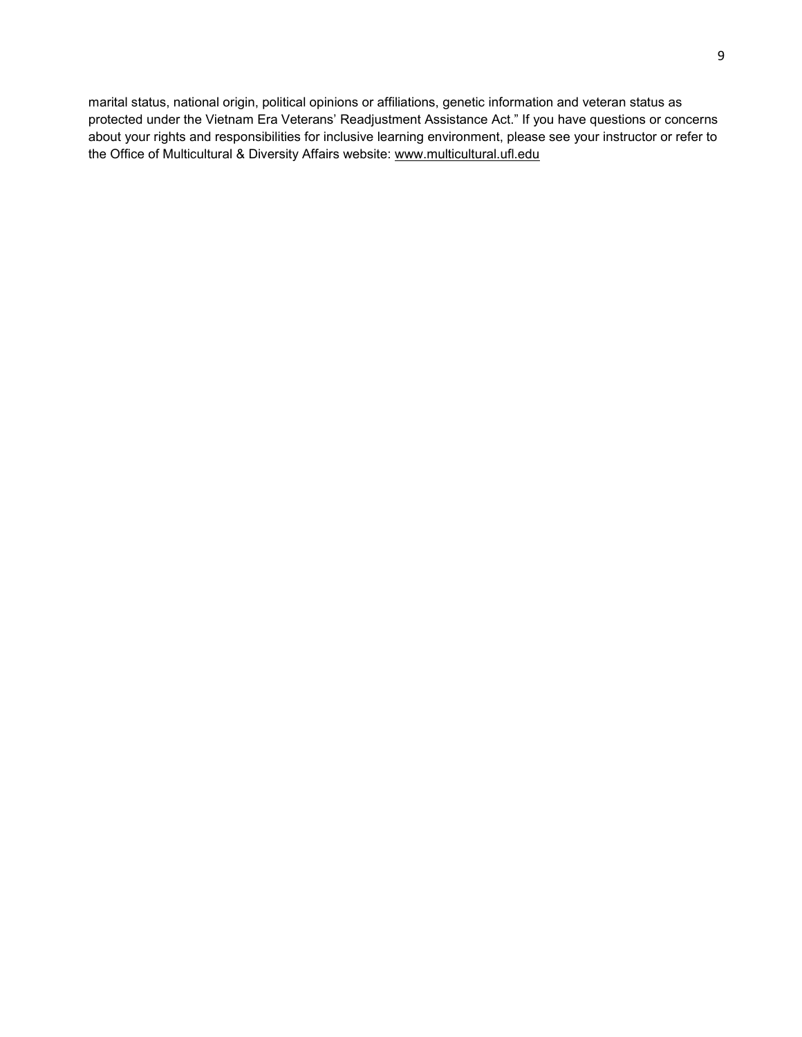marital status, national origin, political opinions or affiliations, genetic information and veteran status as protected under the Vietnam Era Veterans' Readjustment Assistance Act." If you have questions or concerns about your rights and responsibilities for inclusive learning environment, please see your instructor or refer to the Office of Multicultural & Diversity Affairs website: www.multicultural.ufl.edu